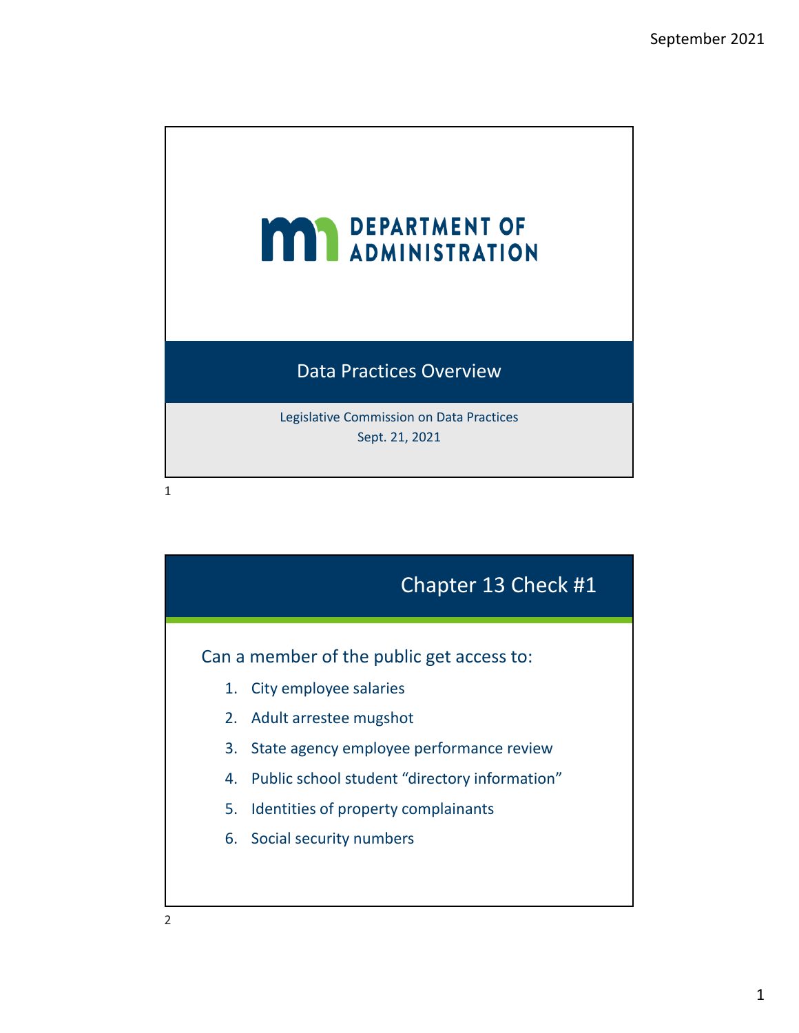# DEPARTMENT OF ADMINISTRATION

## Data Practices Overview

Legislative Commission on Data Practices
Sept. 21, 2021

## Chapter 13 Check #1

Can a member of the public get access to:

1. City employee salaries
2. Adult arrestee mugshot
3. State agency employee performance review
4. Public school student "directory information"
5. Identities of property complainants
6. Social security numbers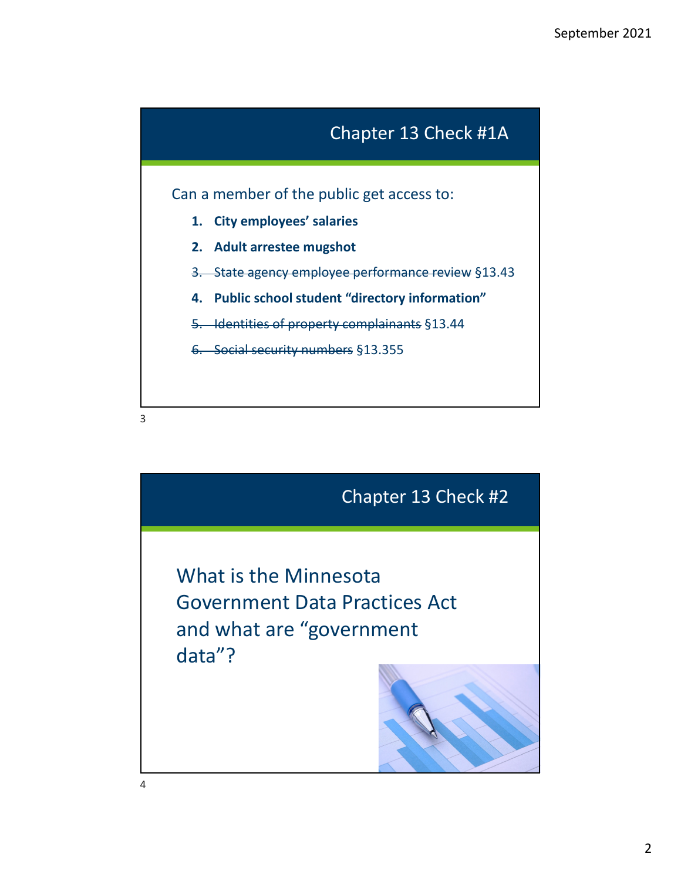## Chapter 13 Check #1A

Can a member of the public get access to:

1. **City employees' salaries**
2. **Adult arrestee mugshot**
3. ~~State agency employee performance review~~ §13.43
4. **Public school student "directory information"**
5. ~~Identities of property complainants~~ §13.44
6. ~~Social security numbers~~ §13.355

## Chapter 13 Check #2

What is the Minnesota Government Data Practices Act and what are "government data"?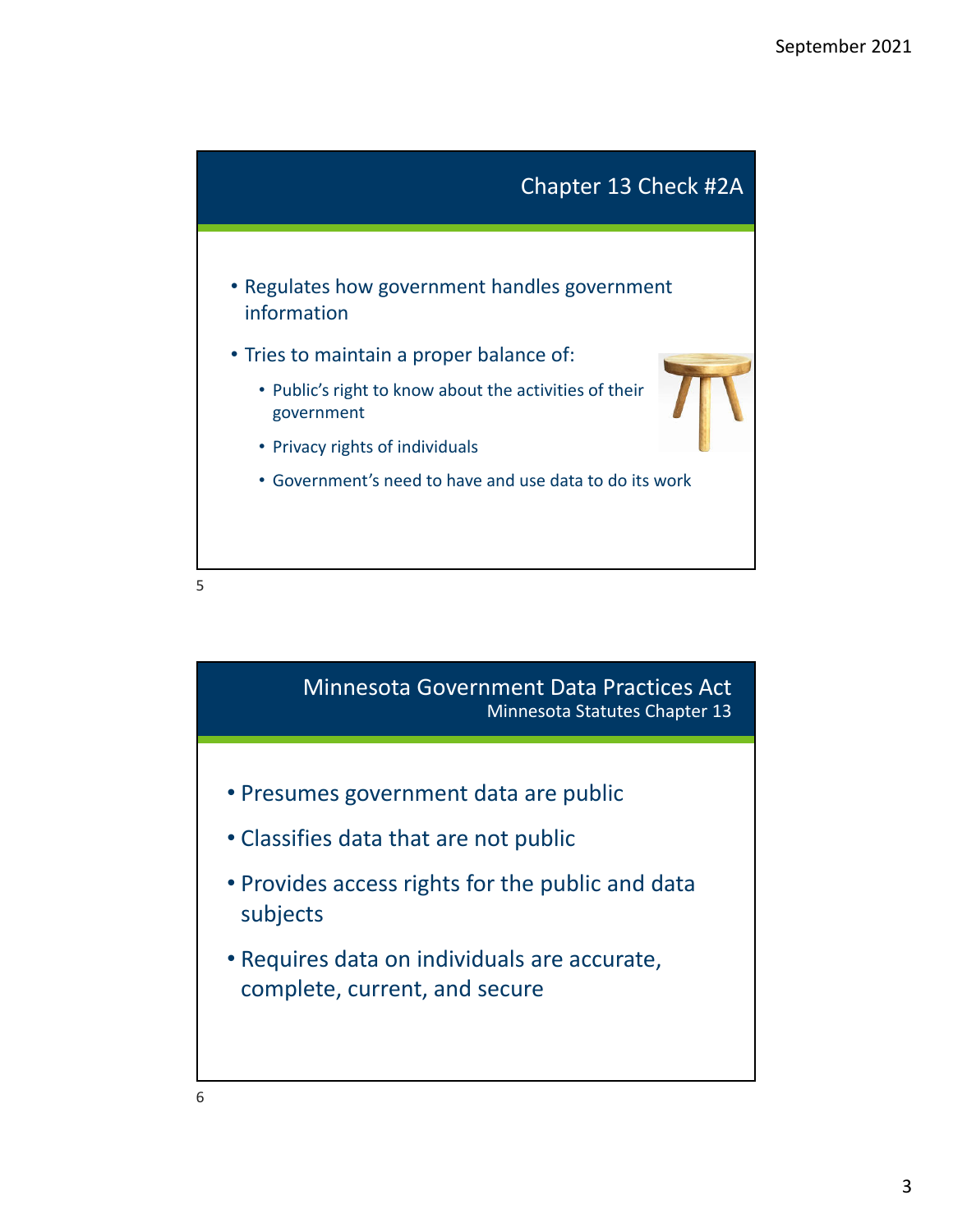## Chapter 13 Check #2A

- Regulates how government handles government information
- Tries to maintain a proper balance of:
  - Public's right to know about the activities of their government
  - Privacy rights of individuals
  - Government's need to have and use data to do its work

## Minnesota Government Data Practices Act

### Minnesota Statutes Chapter 13

- Presumes government data are public
- Classifies data that are not public
- Provides access rights for the public and data subjects
- Requires data on individuals are accurate, complete, current, and secure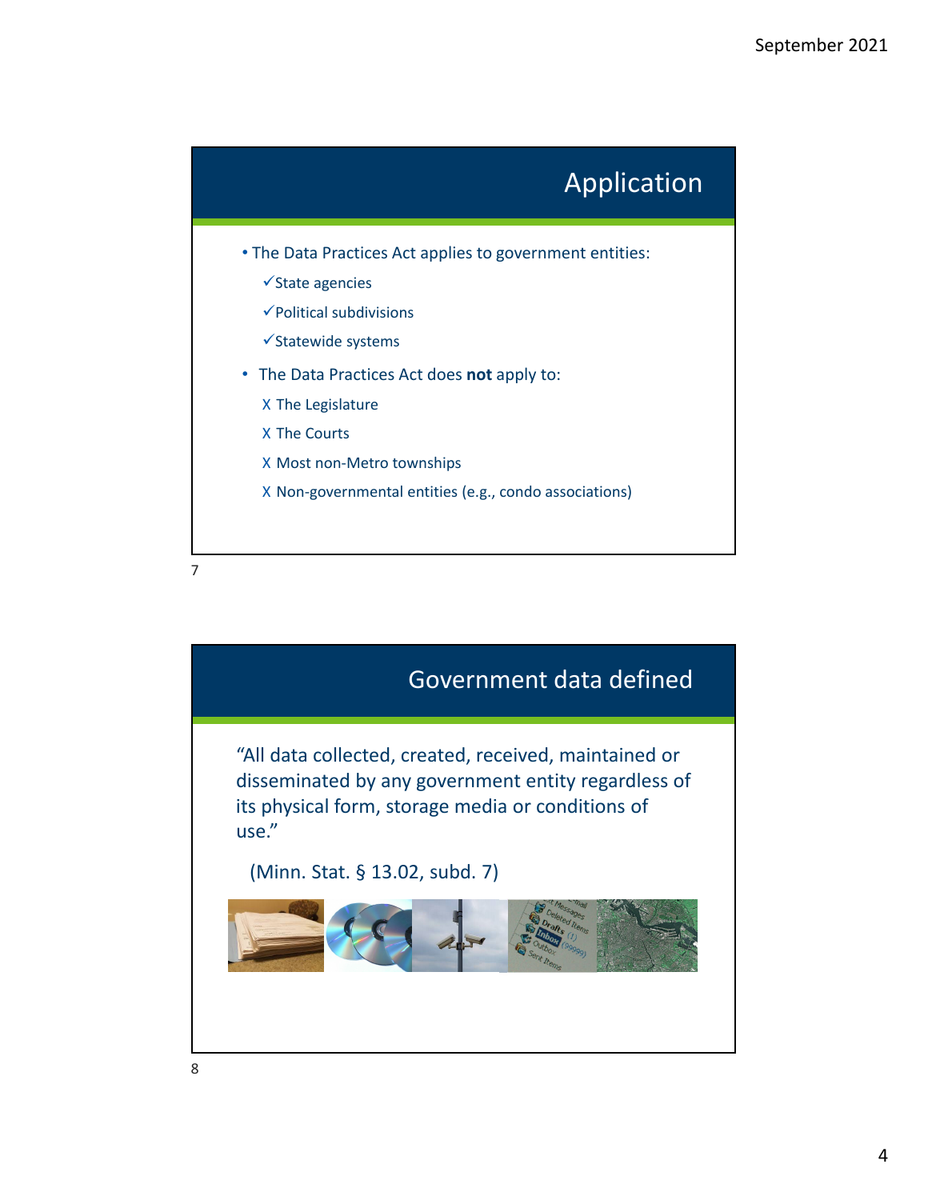## Application

- The Data Practices Act applies to government entities:
  - ✓State agencies
  - ✓Political subdivisions
  - ✓Statewide systems
- The Data Practices Act does **not** apply to:
  - X The Legislature
  - X The Courts
  - X Most non-Metro townships
  - X Non-governmental entities (e.g., condo associations)

## Government data defined

"All data collected, created, received, maintained or disseminated by any government entity regardless of its physical form, storage media or conditions of use."

(Minn. Stat. § 13.02, subd. 7)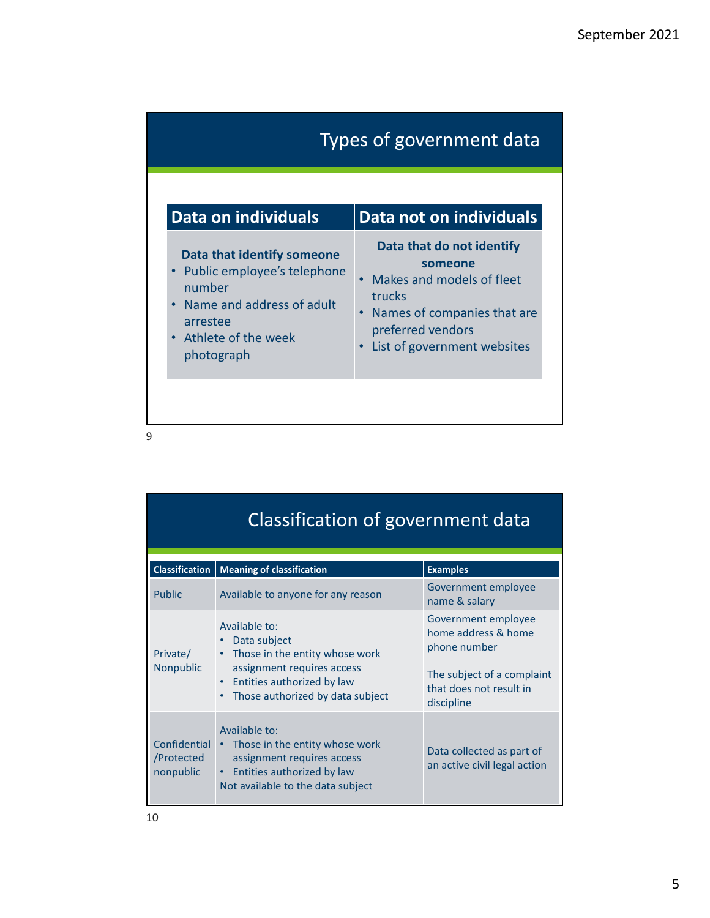## Types of government data

| Data on individuals | Data not on individuals |
|---|---|
| **Data that identify someone**<br>• Public employee's telephone number<br>• Name and address of adult arrestee<br>• Athlete of the week photograph | **Data that do not identify someone**<br>• Makes and models of fleet trucks<br>• Names of companies that are preferred vendors<br>• List of government websites |

## Classification of government data

| Classification | Meaning of classification | Examples |
|---|---|---|
| Public | Available to anyone for any reason | Government employee name & salary |
| Private/ Nonpublic | Available to:<br>• Data subject<br>• Those in the entity whose work assignment requires access<br>• Entities authorized by law<br>• Those authorized by data subject | Government employee home address & home phone number<br><br>The subject of a complaint that does not result in discipline |
| Confidential /Protected nonpublic | Available to:<br>• Those in the entity whose work assignment requires access<br>• Entities authorized by law<br>Not available to the data subject | Data collected as part of an active civil legal action |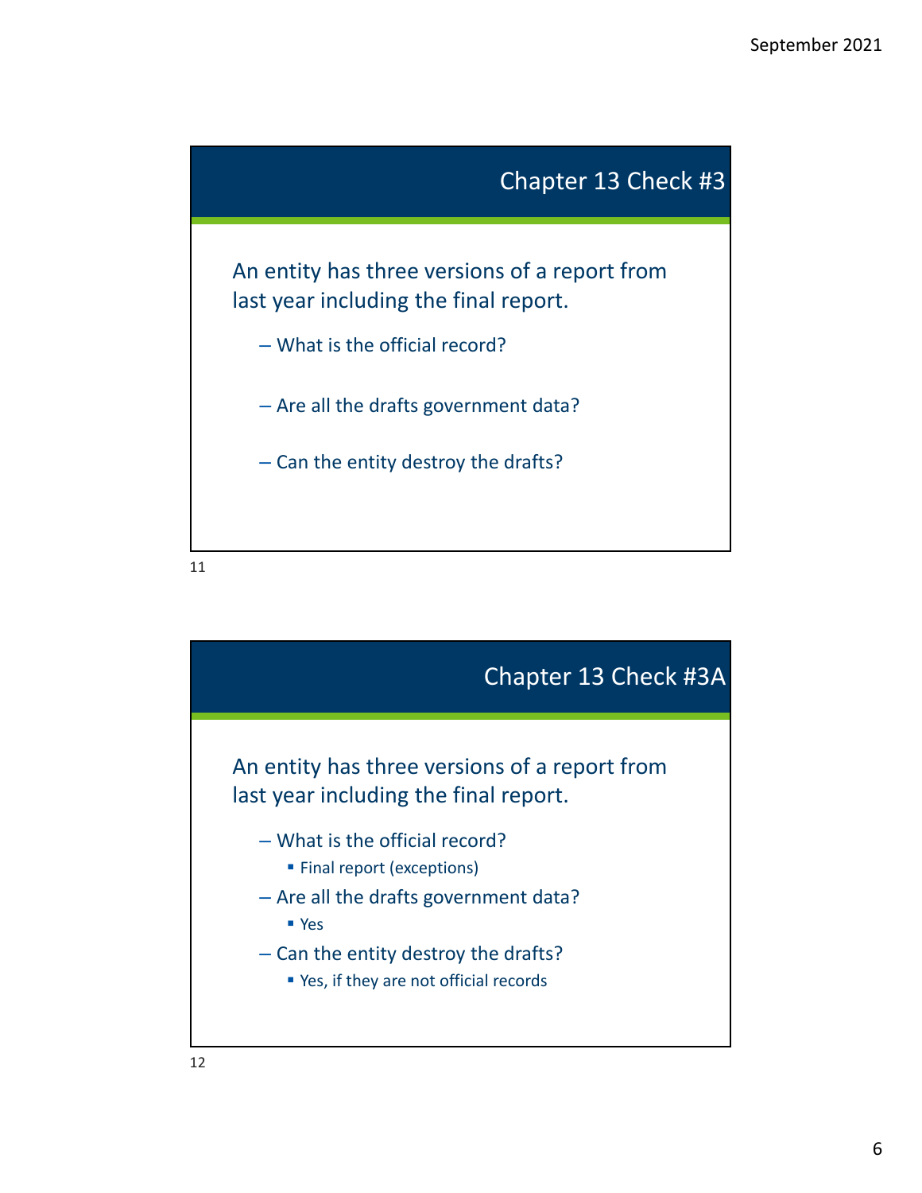## Chapter 13 Check #3

An entity has three versions of a report from last year including the final report.

- What is the official record?
- Are all the drafts government data?
- Can the entity destroy the drafts?

## Chapter 13 Check #3A

An entity has three versions of a report from last year including the final report.

- What is the official record?
  - Final report (exceptions)
- Are all the drafts government data?
  - Yes
- Can the entity destroy the drafts?
  - Yes, if they are not official records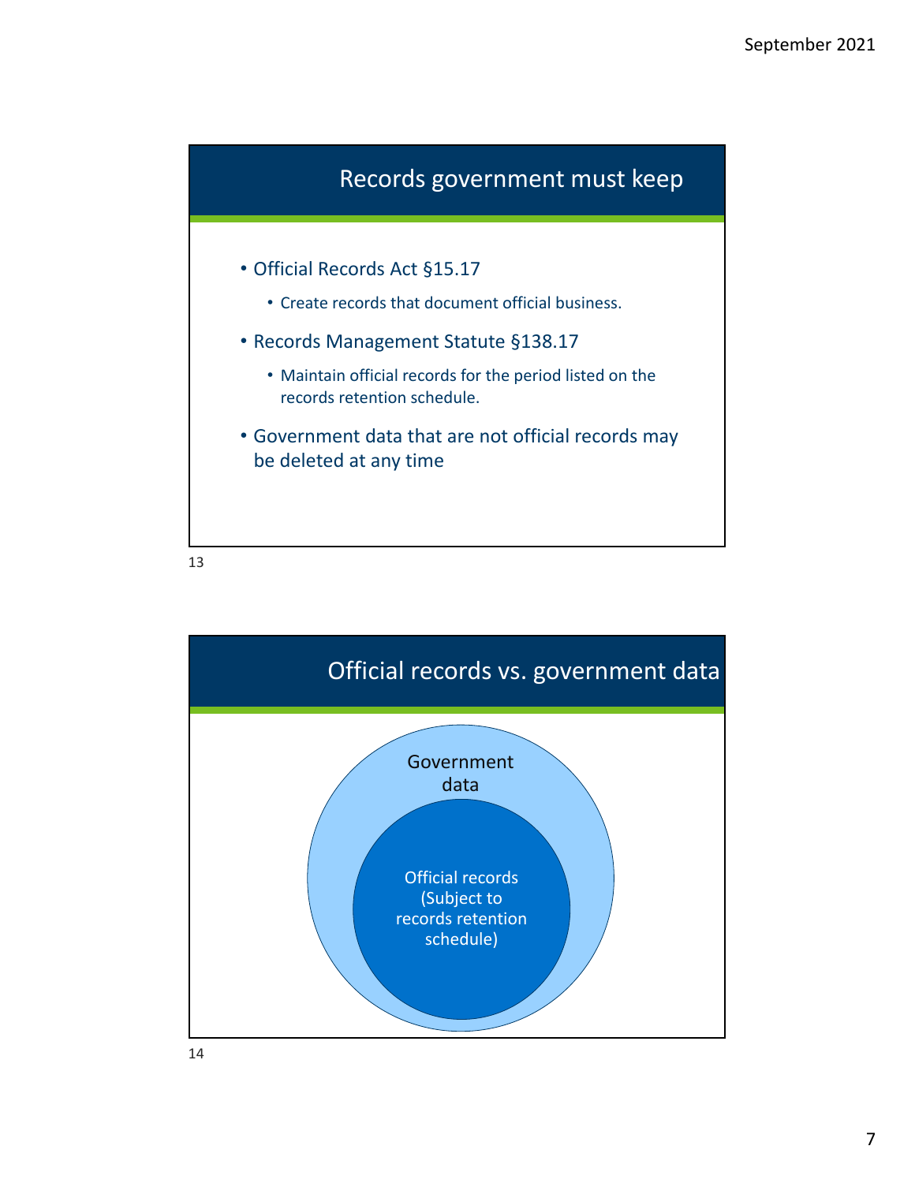## Records government must keep

- Official Records Act §15.17
  - Create records that document official business.
- Records Management Statute §138.17
  - Maintain official records for the period listed on the records retention schedule.
- Government data that are not official records may be deleted at any time

## Official records vs. government data

Government data

Official records (Subject to records retention schedule)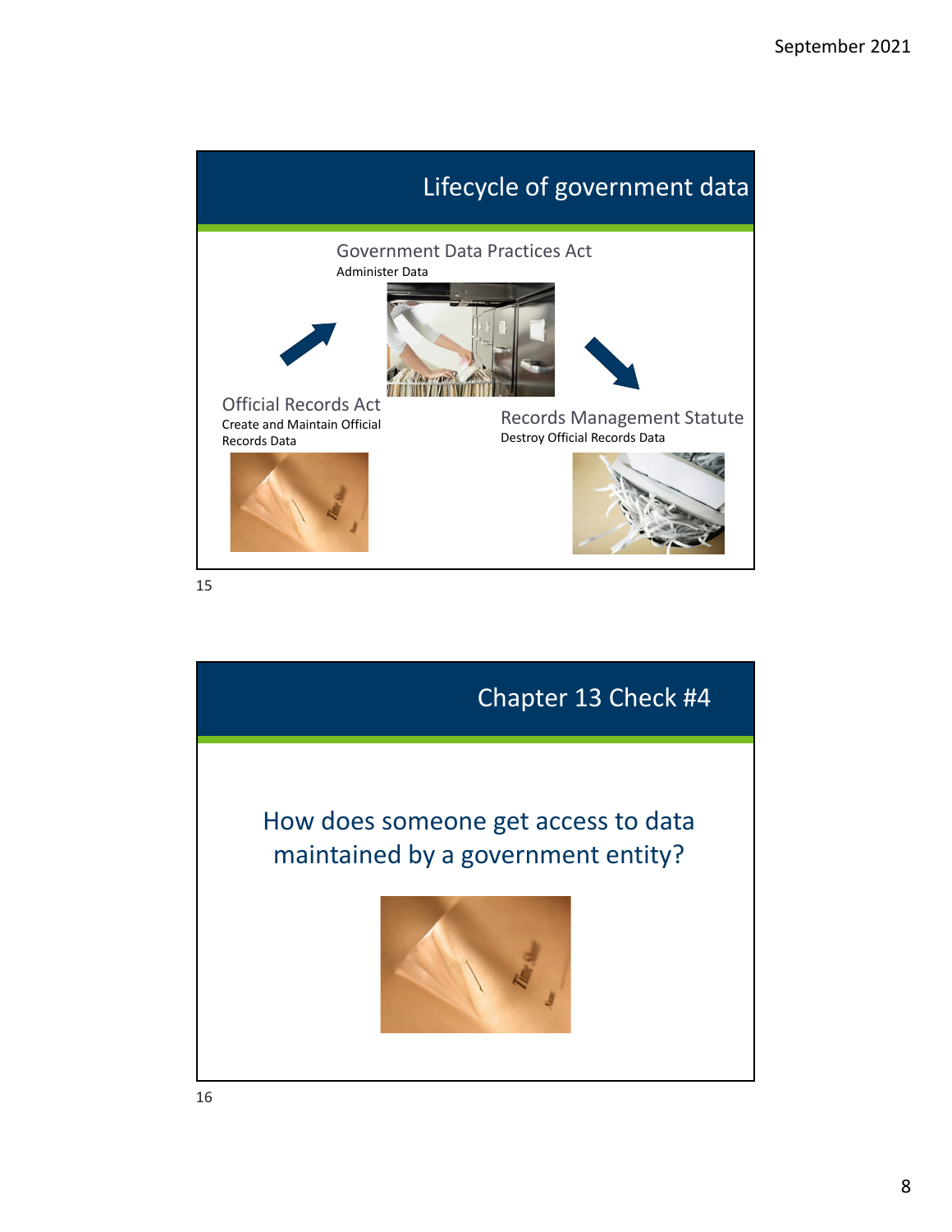## Lifecycle of government data

**Government Data Practices Act**
Administer Data

**Official Records Act**
Create and Maintain Official Records Data

**Records Management Statute**
Destroy Official Records Data

## Chapter 13 Check #4

How does someone get access to data maintained by a government entity?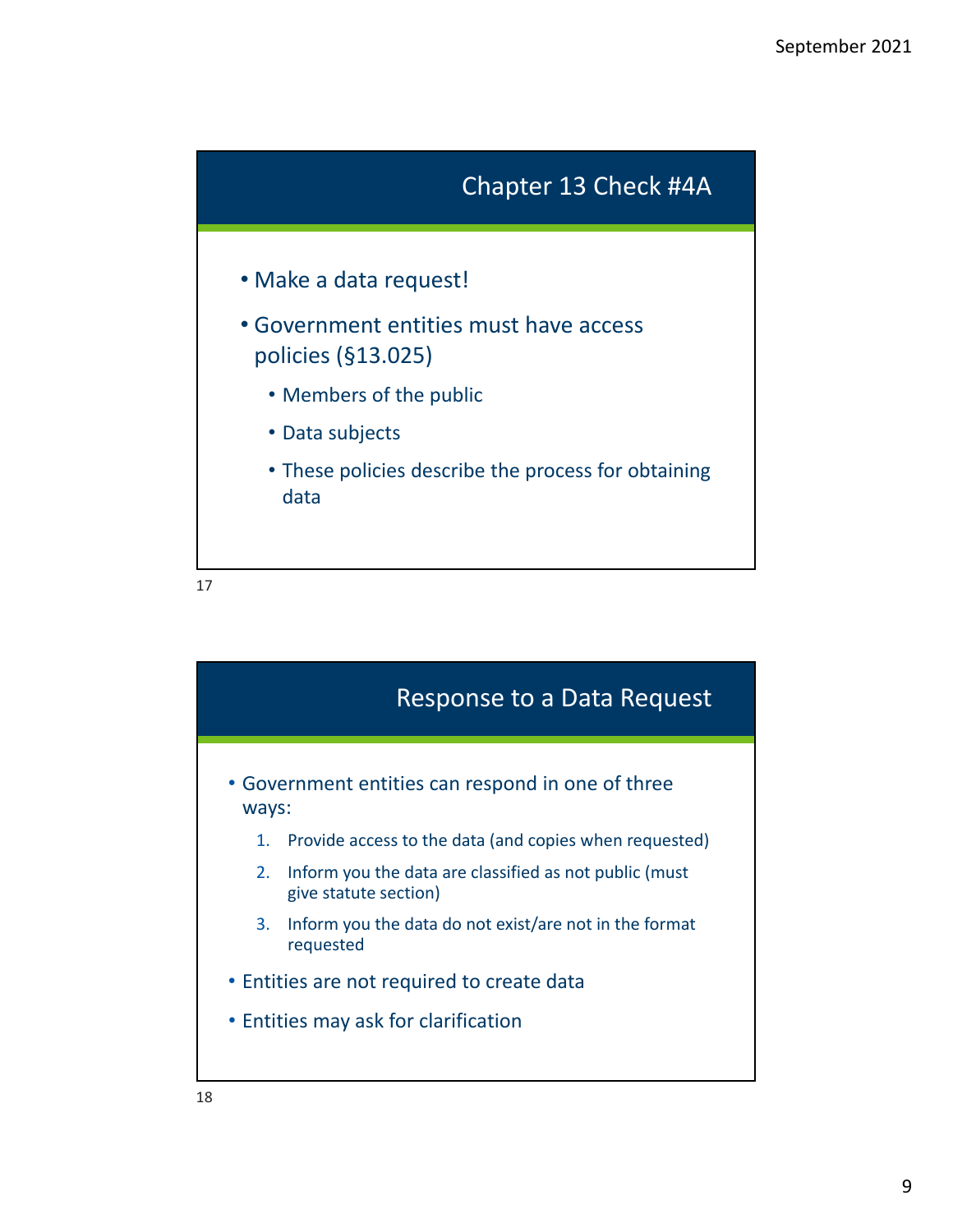## Chapter 13 Check #4A

- Make a data request!
- Government entities must have access policies (§13.025)
  - Members of the public
  - Data subjects
  - These policies describe the process for obtaining data

17

## Response to a Data Request

- Government entities can respond in one of three ways:
  1. Provide access to the data (and copies when requested)
  2. Inform you the data are classified as not public (must give statute section)
  3. Inform you the data do not exist/are not in the format requested
- Entities are not required to create data
- Entities may ask for clarification

18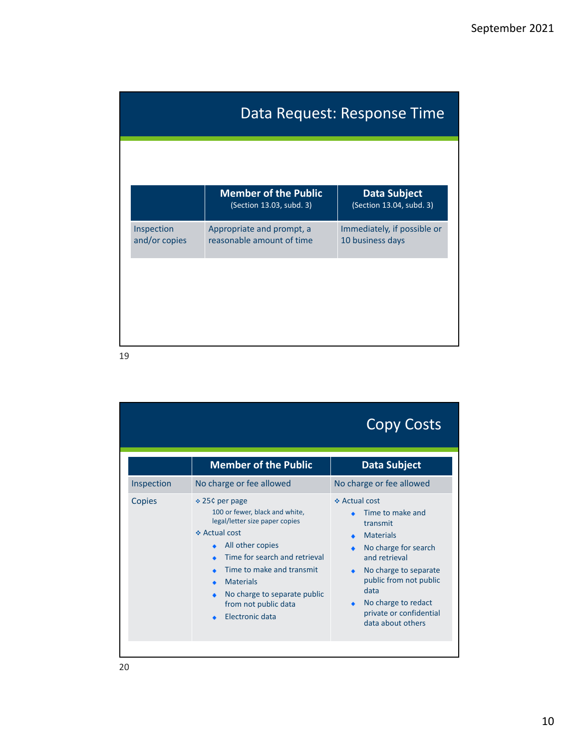## Data Request: Response Time

| | Member of the Public (Section 13.03, subd. 3) | Data Subject (Section 13.04, subd. 3) |
|---|---|---|
| Inspection and/or copies | Appropriate and prompt, a reasonable amount of time | Immediately, if possible or 10 business days |

## Copy Costs

| | Member of the Public | Data Subject |
|---|---|---|
| Inspection | No charge or fee allowed | No charge or fee allowed |
| Copies | ❖ 25¢ per page<br>100 or fewer, black and white, legal/letter size paper copies<br>❖ Actual cost<br>◆ All other copies<br>◆ Time for search and retrieval<br>◆ Time to make and transmit<br>◆ Materials<br>◆ No charge to separate public from not public data<br>◆ Electronic data | ❖ Actual cost<br>◆ Time to make and transmit<br>◆ Materials<br>◆ No charge for search and retrieval<br>◆ No charge to separate public from not public data<br>◆ No charge to redact private or confidential data about others |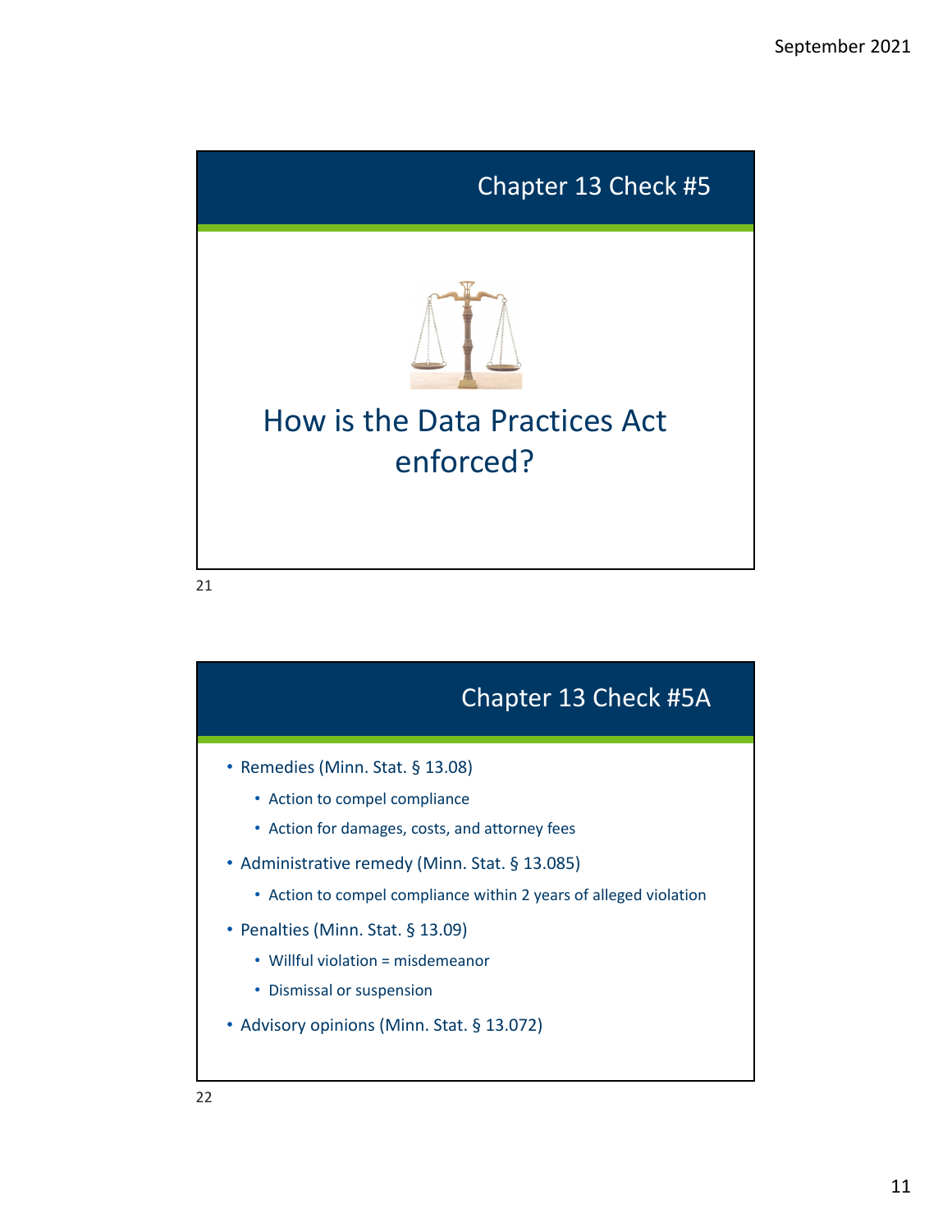## Chapter 13 Check #5

How is the Data Practices Act enforced?

## Chapter 13 Check #5A

- Remedies (Minn. Stat. § 13.08)
  - Action to compel compliance
  - Action for damages, costs, and attorney fees
- Administrative remedy (Minn. Stat. § 13.085)
  - Action to compel compliance within 2 years of alleged violation
- Penalties (Minn. Stat. § 13.09)
  - Willful violation = misdemeanor
  - Dismissal or suspension
- Advisory opinions (Minn. Stat. § 13.072)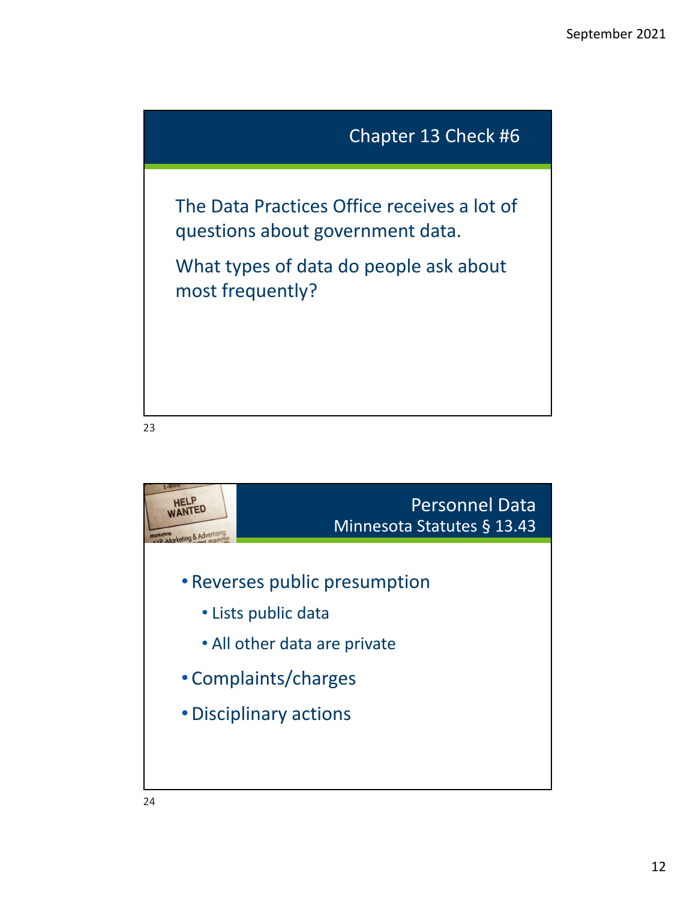## Chapter 13 Check #6

The Data Practices Office receives a lot of questions about government data.

What types of data do people ask about most frequently?

## Personnel Data
### Minnesota Statutes § 13.43

- Reverses public presumption
  - Lists public data
  - All other data are private
- Complaints/charges
- Disciplinary actions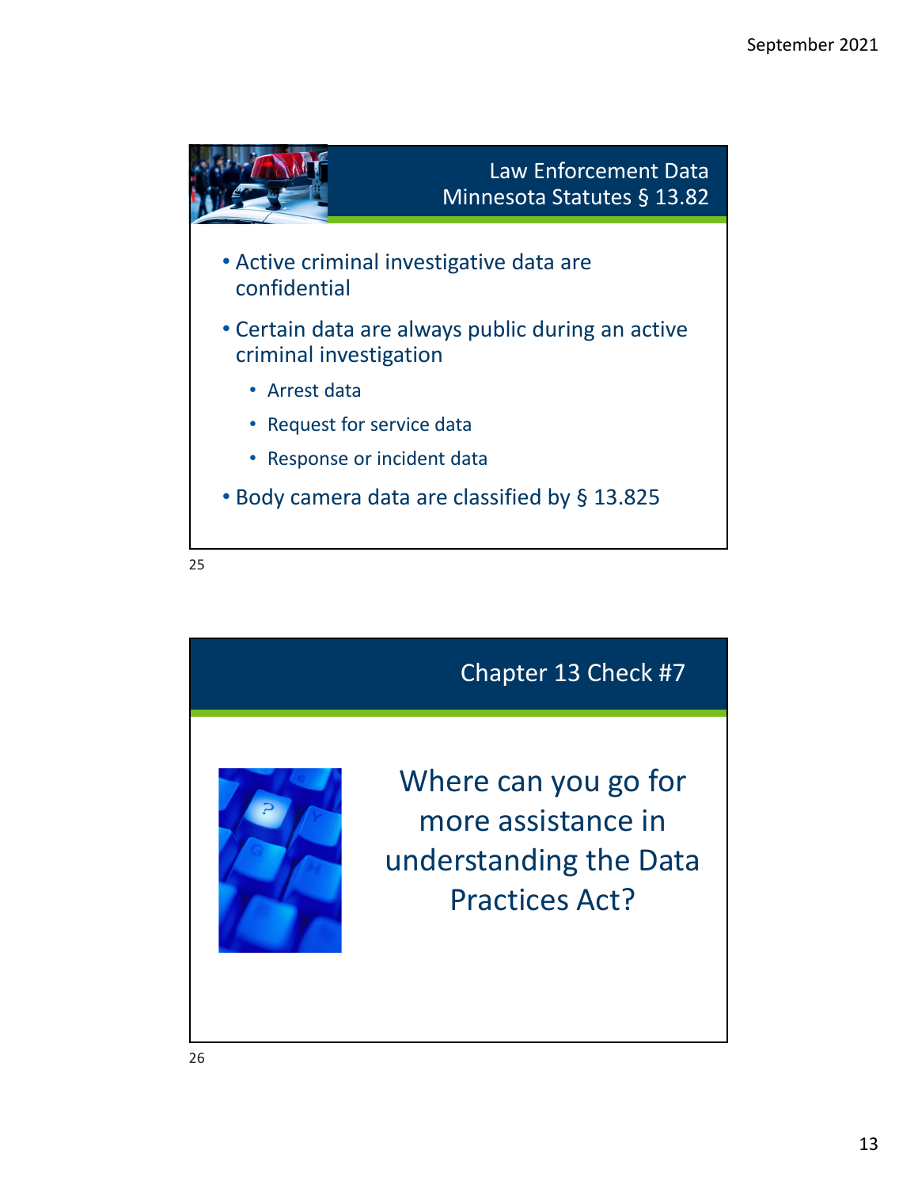## Law Enforcement Data
## Minnesota Statutes § 13.82

- Active criminal investigative data are confidential
- Certain data are always public during an active criminal investigation
  - Arrest data
  - Request for service data
  - Response or incident data
- Body camera data are classified by § 13.825

25

## Chapter 13 Check #7

Where can you go for more assistance in understanding the Data Practices Act?

26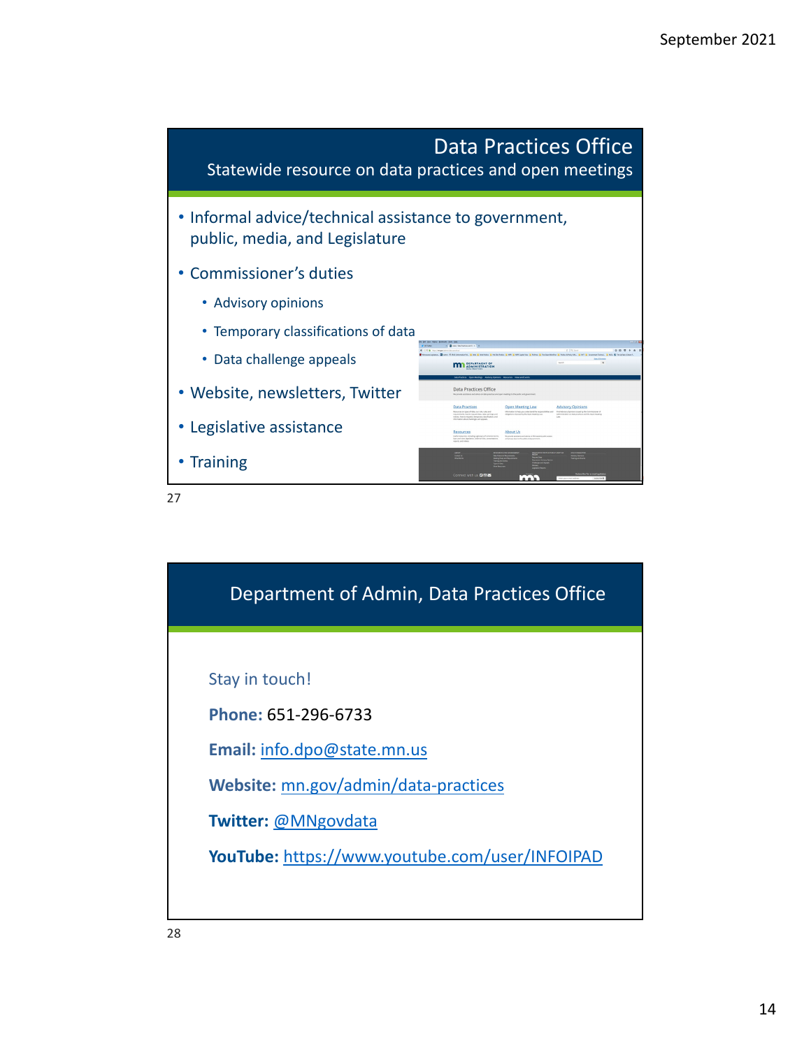## Data Practices Office

### Statewide resource on data practices and open meetings

- Informal advice/technical assistance to government, public, media, and Legislature
- Commissioner's duties
  - Advisory opinions
  - Temporary classifications of data
  - Data challenge appeals
- Website, newsletters, Twitter
- Legislative assistance
- Training

27

## Department of Admin, Data Practices Office

Stay in touch!

**Phone:** 651-296-6733

**Email:** info.dpo@state.mn.us

**Website:** mn.gov/admin/data-practices

**Twitter:** @MNgovdata

**YouTube:** https://www.youtube.com/user/INFOIPAD

28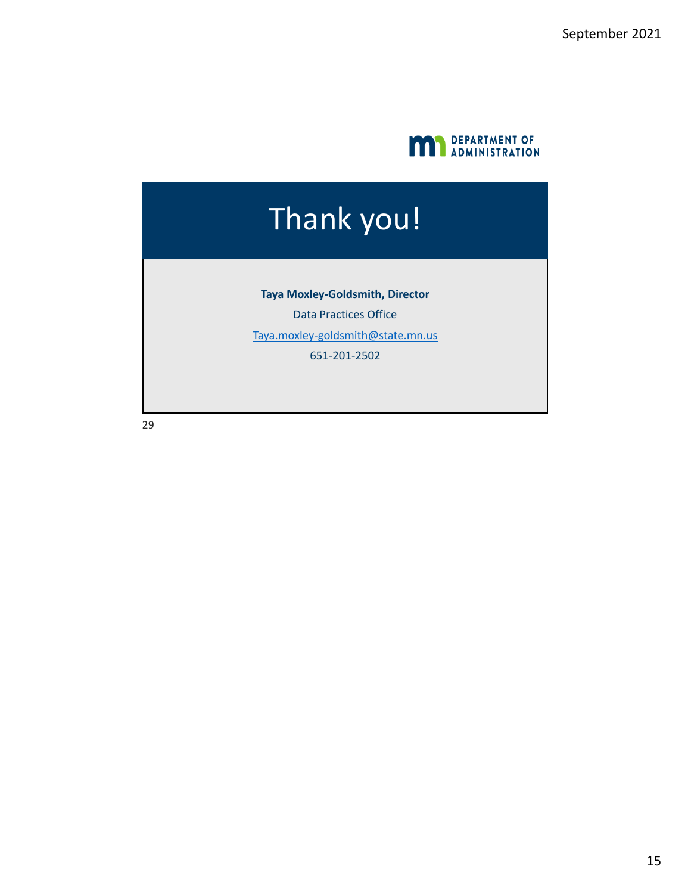# Thank you!

**Taya Moxley-Goldsmith, Director**

Data Practices Office

Taya.moxley-goldsmith@state.mn.us

651-201-2502